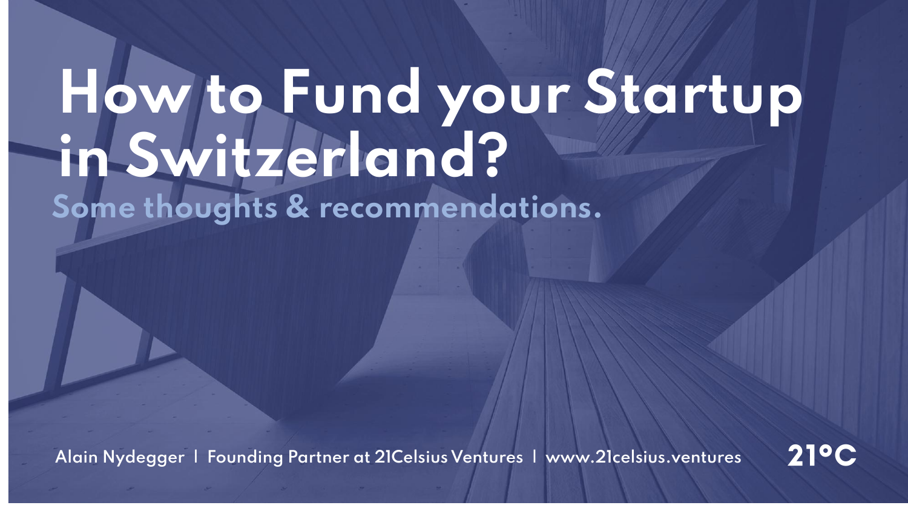# How to Fund your Startup in Switzerland?

## Some thoughts & recommendations.

Alain Nydegger | Founding Partner at 21Celsius Ventures | www.21celsius.ventures

21°C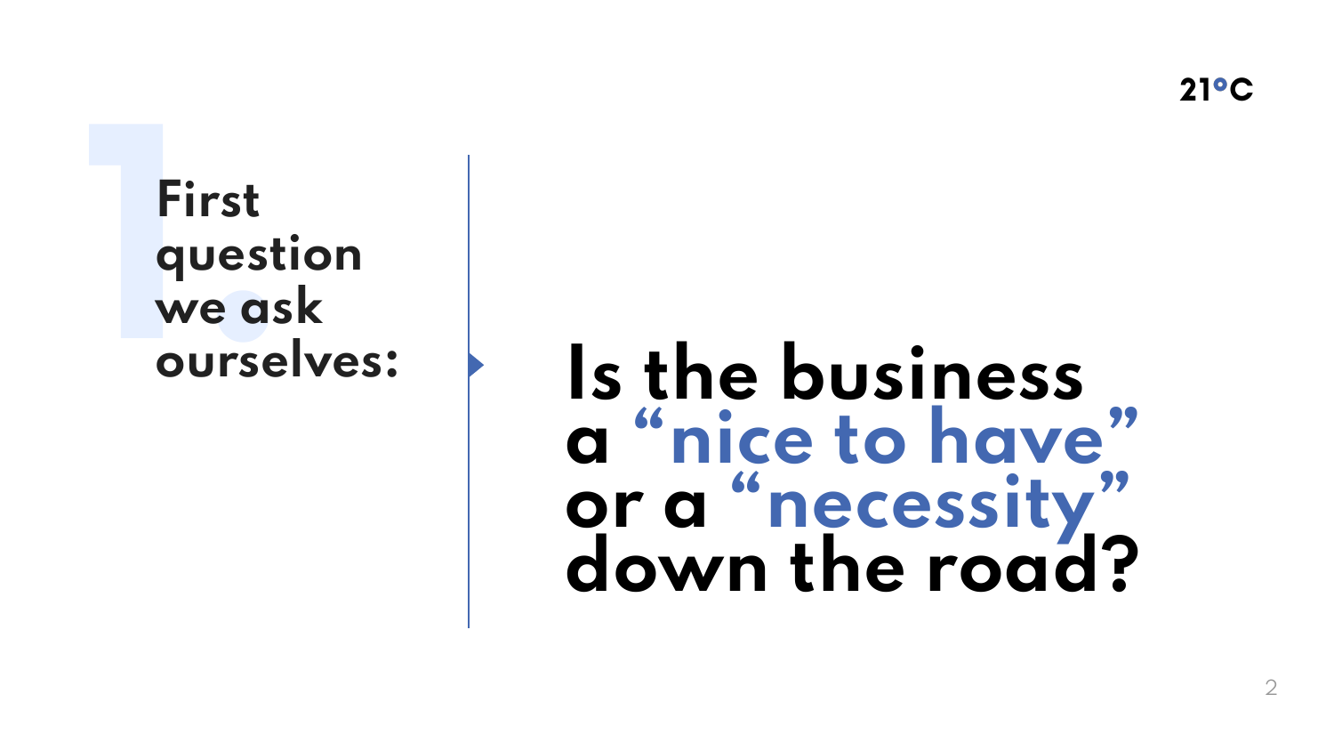**First question we ask ourselves:**

# Is the business a “nice to have” or a “necessity” down the road?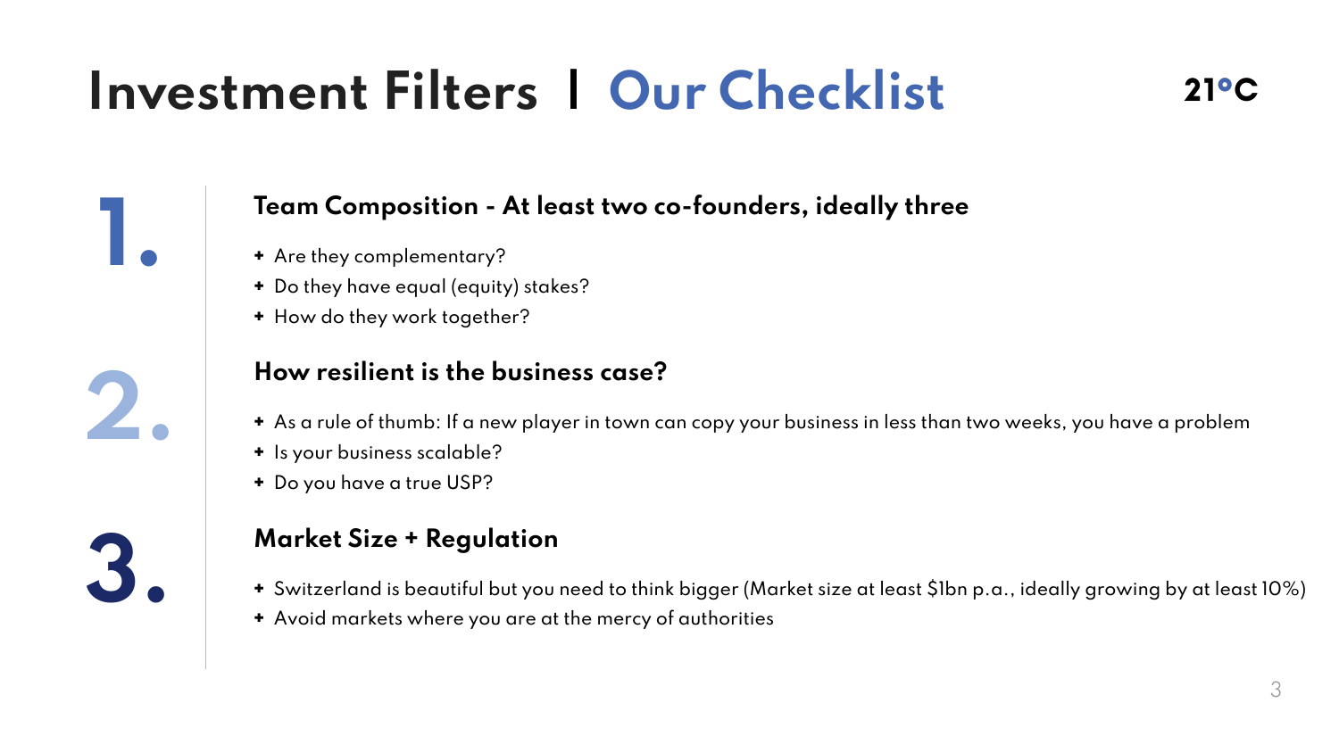# Investment Filters | Our Checklist

21°C

## 1. Team Composition - At least two co-founders, ideally three

- Are they complementary?
- Do they have equal (equity) stakes?
- How do they work together?

## 2. How resilient is the business case?

- As a rule of thumb: If a new player in town can copy your business in less than two weeks, you have a problem
- Is your business scalable?
- Do you have a true USP?

## 3. Market Size + Regulation

- Switzerland is beautiful but you need to think bigger (Market size at least $1bn p.a., ideally growing by at least 10%)
- Avoid markets where you are at the mercy of authorities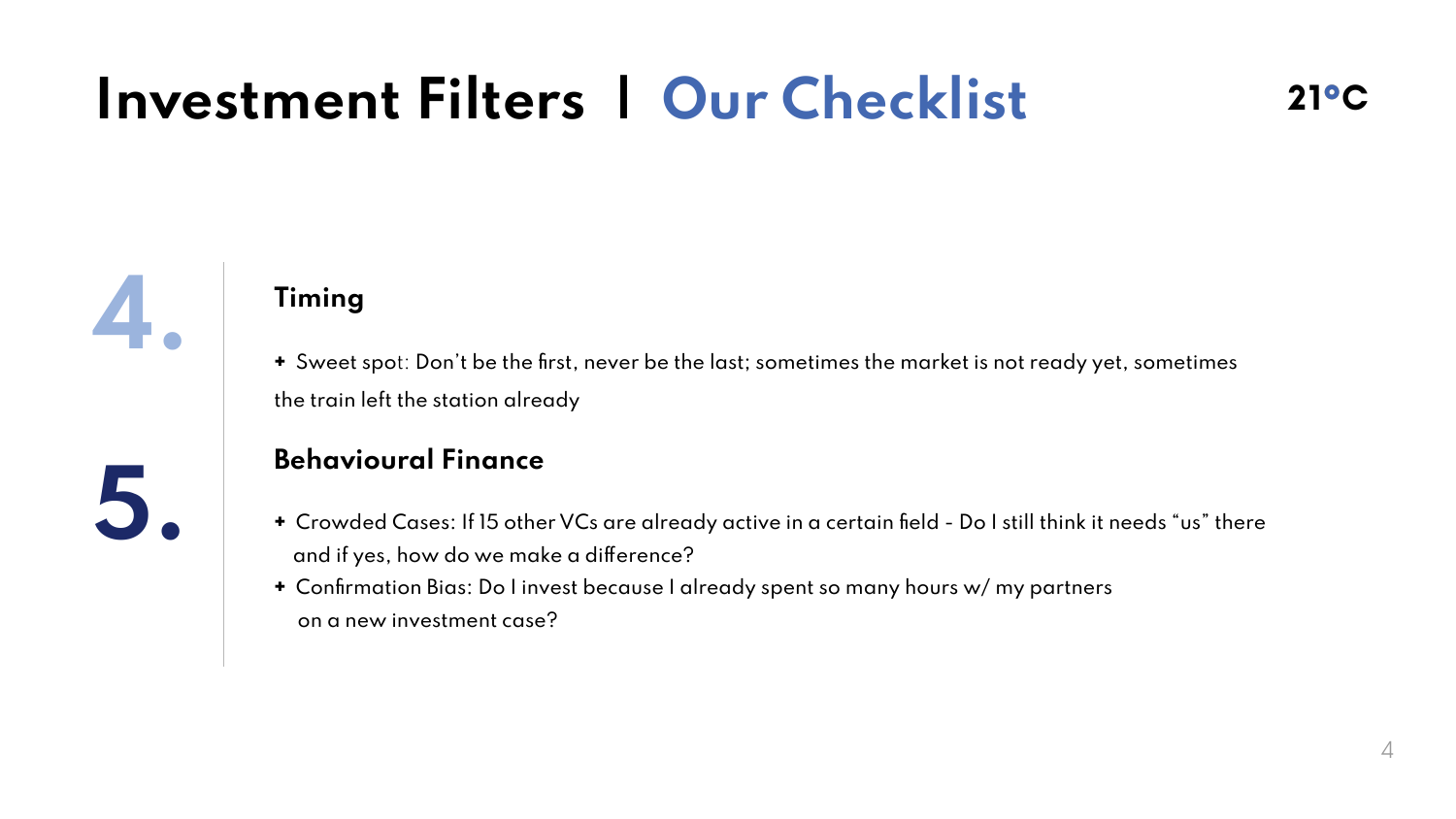# Investment Filters | Our Checklist

21°C

## 4. Timing

+ Sweet spot: Don't be the first, never be the last; sometimes the market is not ready yet, sometimes the train left the station already

## 5. Behavioural Finance

+ Crowded Cases: If 15 other VCs are already active in a certain field - Do I still think it needs "us" there and if yes, how do we make a difference?
+ Confirmation Bias: Do I invest because I already spent so many hours w/ my partners on a new investment case?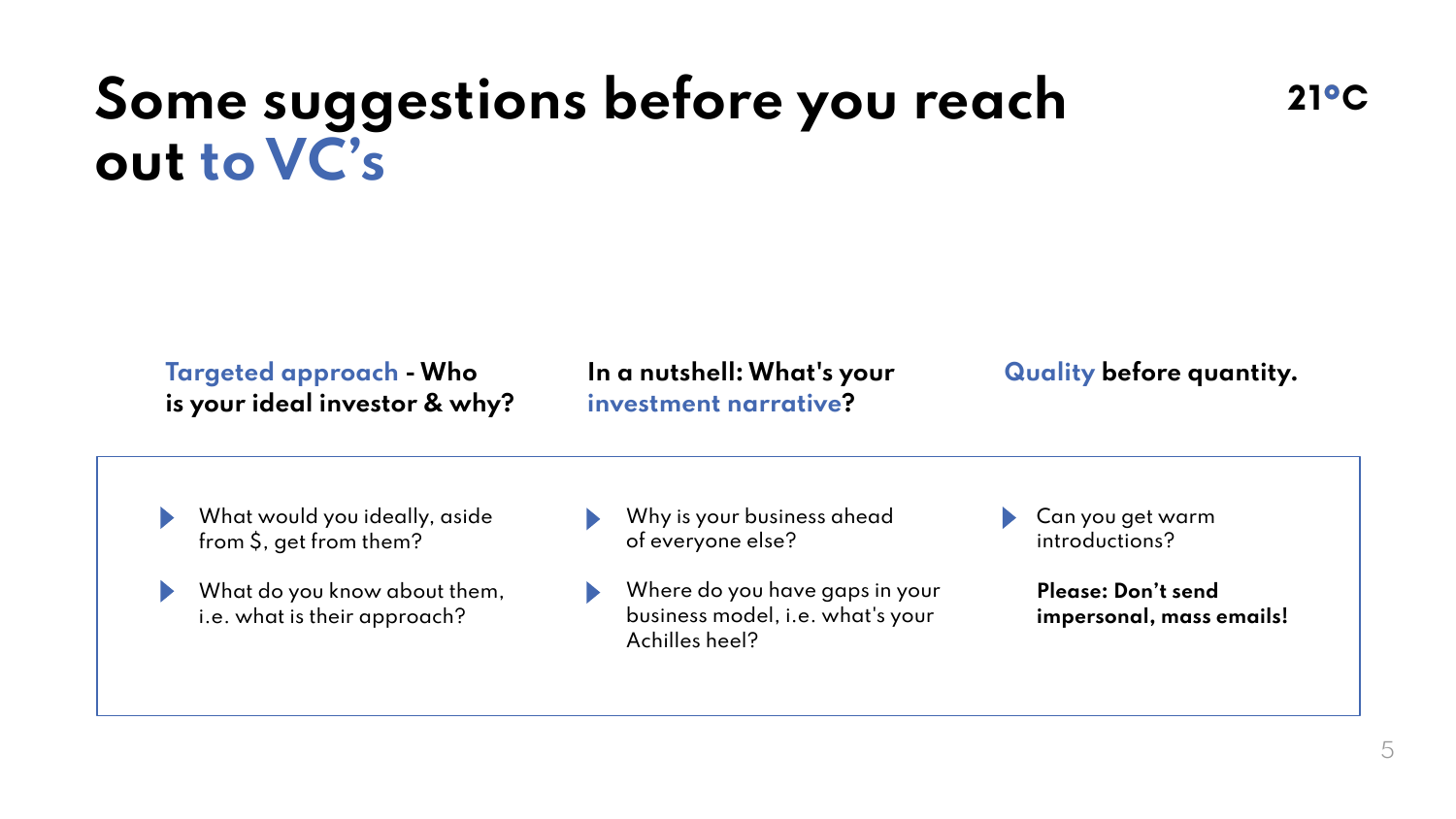# Some suggestions before you reach out to VC's

21°C

**Targeted approach - Who is your ideal investor & why?**

- What would you ideally, aside from $, get from them?
- What do you know about them, i.e. what is their approach?

**In a nutshell: What's your investment narrative?**

- Why is your business ahead of everyone else?
- Where do you have gaps in your business model, i.e. what's your Achilles heel?

**Quality before quantity.**

- Can you get warm introductions?

**Please: Don't send impersonal, mass emails!**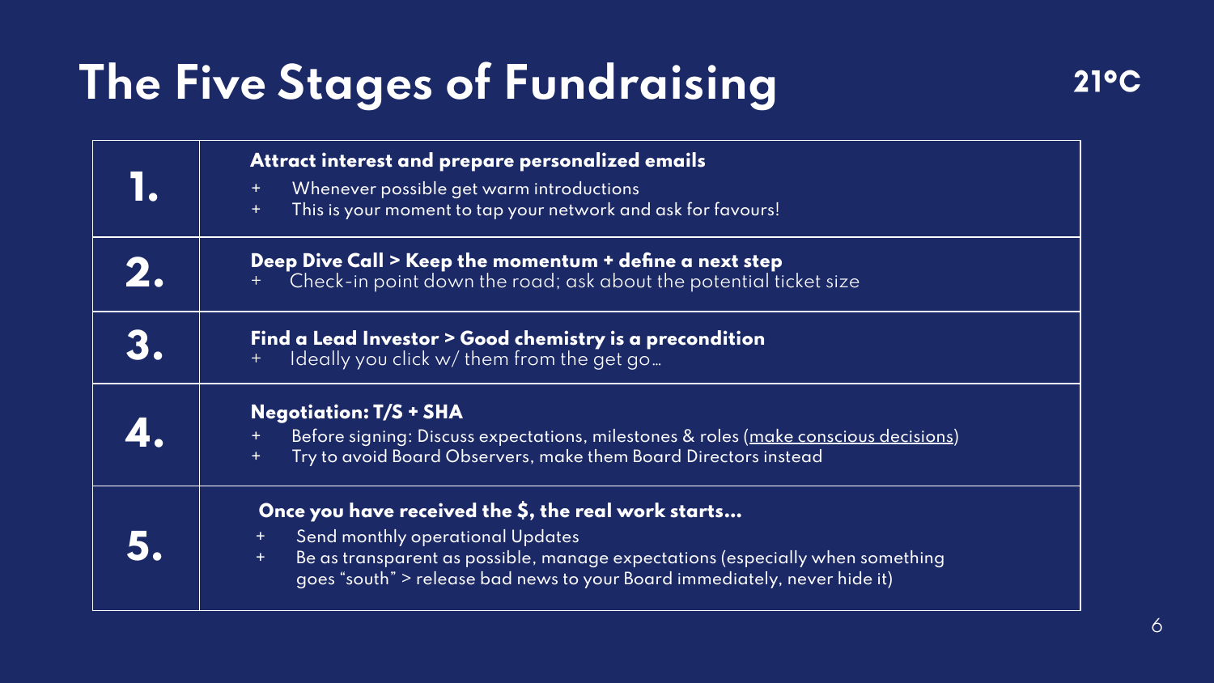# The Five Stages of Fundraising

21°C

| | |
|---|---|
| **1.** | **Attract interest and prepare personalized emails**<br>+ Whenever possible get warm introductions<br>+ This is your moment to tap your network and ask for favours! |
| **2.** | **Deep Dive Call > Keep the momentum + define a next step**<br>+ Check-in point down the road; ask about the potential ticket size |
| **3.** | **Find a Lead Investor > Good chemistry is a precondition**<br>+ Ideally you click w/ them from the get go… |
| **4.** | **Negotiation: T/S + SHA**<br>+ Before signing: Discuss expectations, milestones & roles (make conscious decisions)<br>+ Try to avoid Board Observers, make them Board Directors instead |
| **5.** | **Once you have received the $, the real work starts…**<br>+ Send monthly operational Updates<br>+ Be as transparent as possible, manage expectations (especially when something goes "south" > release bad news to your Board immediately, never hide it) |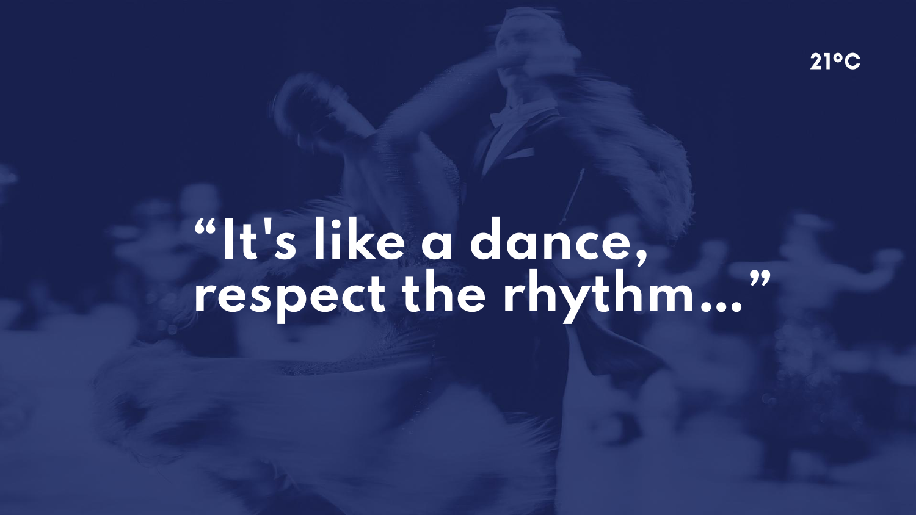21°C

“It's like a dance, respect the rhythm...”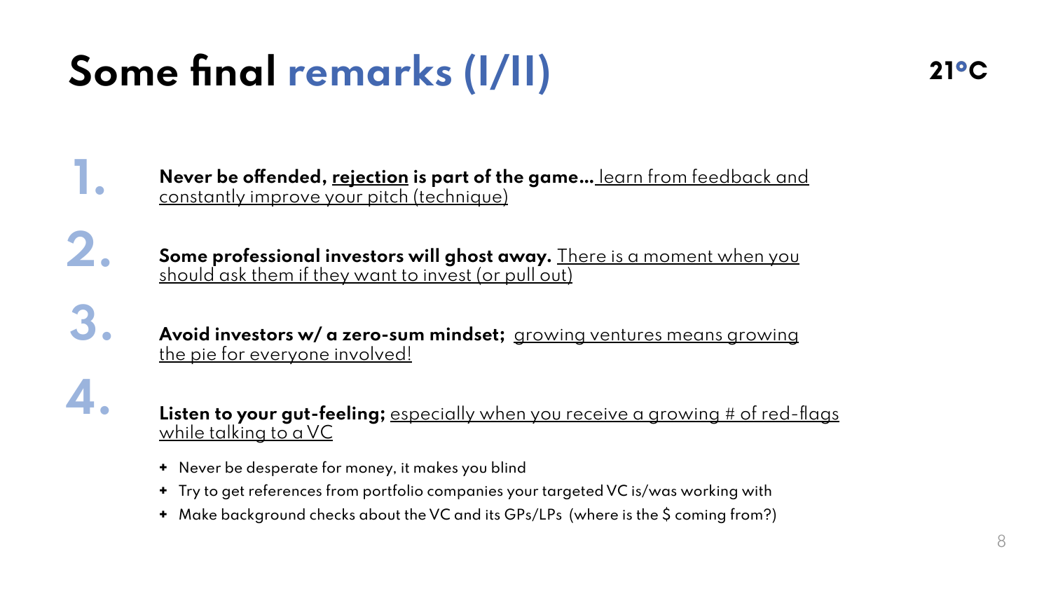# Some final remarks (I/II)

21°C

1. **Never be offended, rejection is part of the game…** learn from feedback and constantly improve your pitch (technique)

2. **Some professional investors will ghost away.** There is a moment when you should ask them if they want to invest (or pull out)

3. **Avoid investors w/ a zero-sum mindset;** growing ventures means growing the pie for everyone involved!

4. **Listen to your gut-feeling;** especially when you receive a growing # of red-flags while talking to a VC

   - Never be desperate for money, it makes you blind
   - Try to get references from portfolio companies your targeted VC is/was working with
   - Make background checks about the VC and its GPs/LPs (where is the $ coming from?)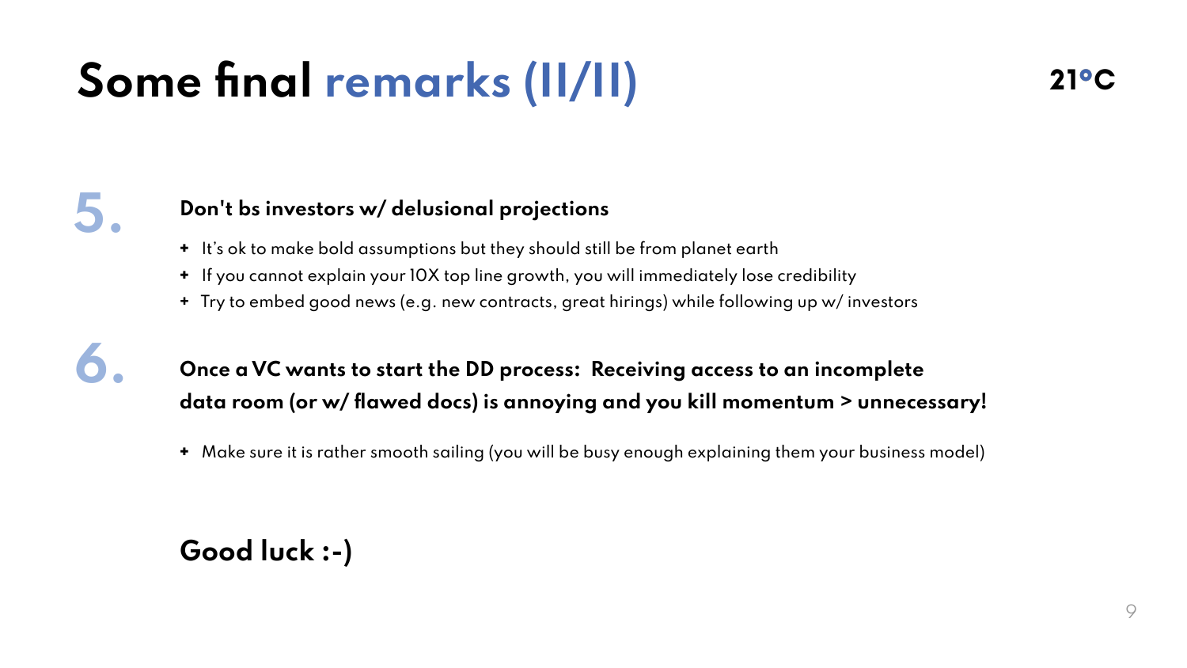# Some final remarks (II/II)

21°C

**5. Don't bs investors w/ delusional projections**

- It's ok to make bold assumptions but they should still be from planet earth
- If you cannot explain your 10X top line growth, you will immediately lose credibility
- Try to embed good news (e.g. new contracts, great hirings) while following up w/ investors

**6. Once a VC wants to start the DD process: Receiving access to an incomplete data room (or w/ flawed docs) is annoying and you kill momentum > unnecessary!**

- Make sure it is rather smooth sailing (you will be busy enough explaining them your business model)

**Good luck :-)**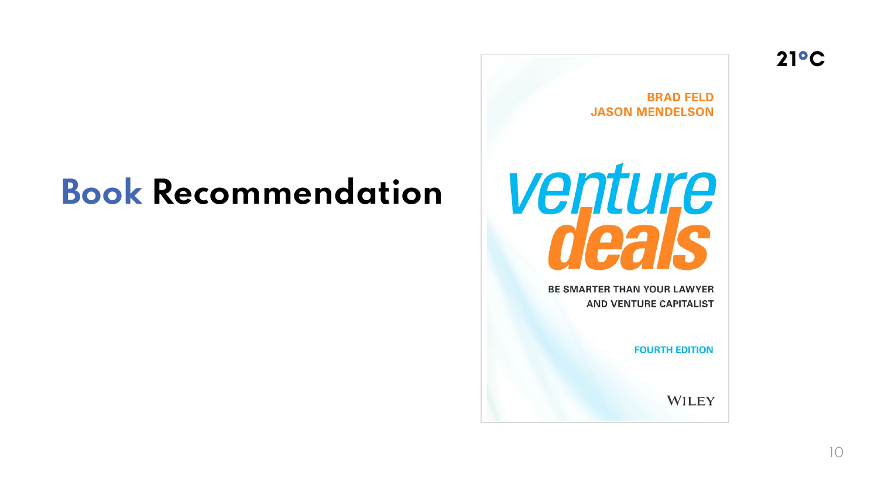# Book Recommendation

BRAD FELD
JASON MENDELSON

**venture deals**

BE SMARTER THAN YOUR LAWYER AND VENTURE CAPITALIST

FOURTH EDITION

WILEY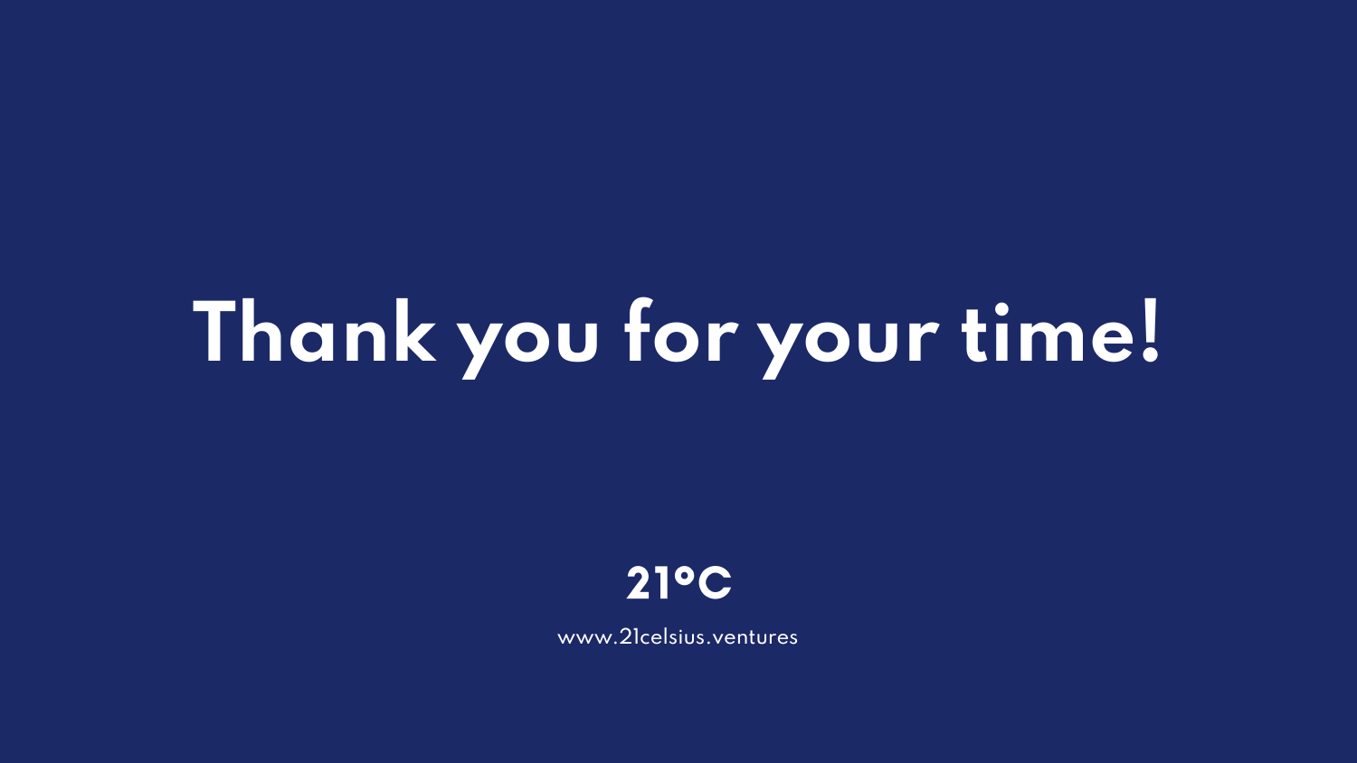# Thank you for your time!

**21°C**

www.21celsius.ventures